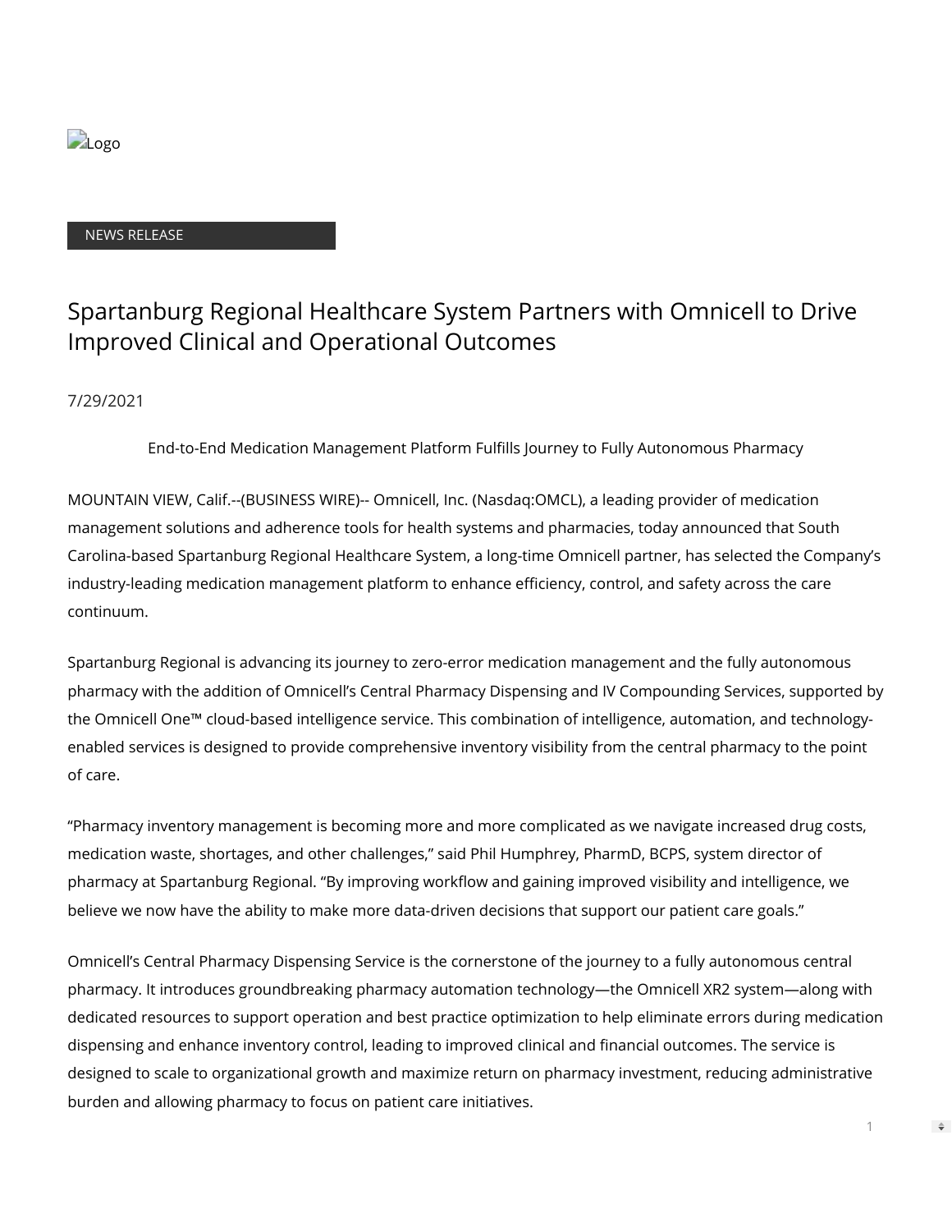NEWS RELEASE

# Spartanburg Regional Healthcare System Partners with Omnicell to Drive Improved Clinical and Operational Outcomes

7/29/2021

End-to-End Medication Management Platform Fulfills Journey to Fully Autonomous Pharmacy

MOUNTAIN VIEW, Calif.--(BUSINESS WIRE)-- Omnicell, Inc. (Nasdaq:OMCL), a leading provider of medication management solutions and adherence tools for health systems and pharmacies, today announced that South Carolina-based Spartanburg Regional Healthcare System, a long-time Omnicell partner, has selected the Company's industry-leading medication management platform to enhance efficiency, control, and safety across the care continuum.

Spartanburg Regional is advancing its journey to zero-error medication management and the fully autonomous pharmacy with the addition of Omnicell's Central Pharmacy Dispensing and IV Compounding Services, supported by the Omnicell One™ cloud-based intelligence service. This combination of intelligence, automation, and technology-enabled services is designed to provide comprehensive inventory visibility from the central pharmacy to the point of care.

"Pharmacy inventory management is becoming more and more complicated as we navigate increased drug costs, medication waste, shortages, and other challenges," said Phil Humphrey, PharmD, BCPS, system director of pharmacy at Spartanburg Regional. "By improving workflow and gaining improved visibility and intelligence, we believe we now have the ability to make more data-driven decisions that support our patient care goals."

Omnicell's Central Pharmacy Dispensing Service is the cornerstone of the journey to a fully autonomous central pharmacy. It introduces groundbreaking pharmacy automation technology—the Omnicell XR2 system—along with dedicated resources to support operation and best practice optimization to help eliminate errors during medication dispensing and enhance inventory control, leading to improved clinical and financial outcomes. The service is designed to scale to organizational growth and maximize return on pharmacy investment, reducing administrative burden and allowing pharmacy to focus on patient care initiatives.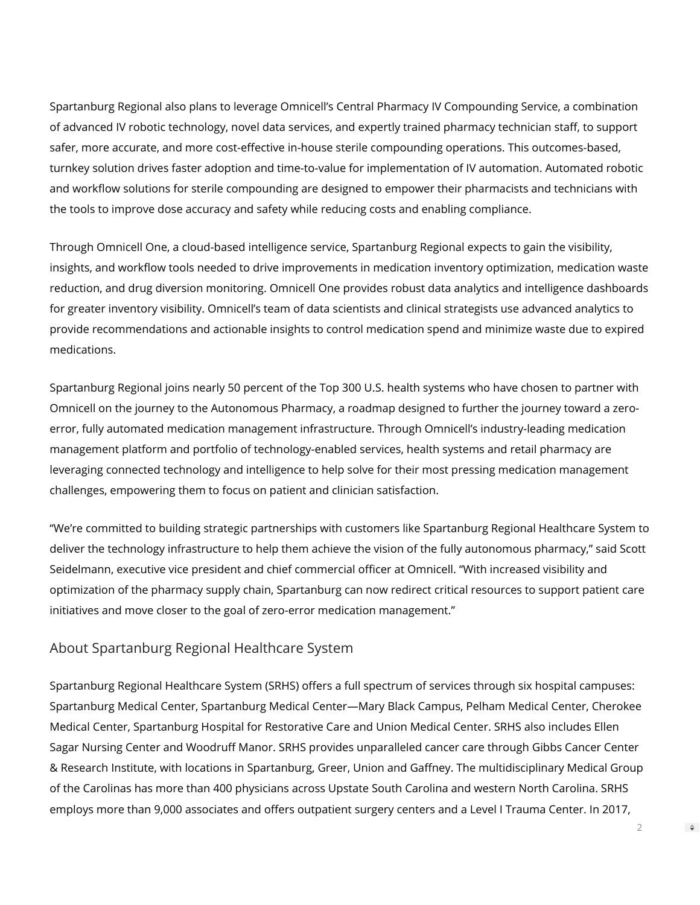Spartanburg Regional also plans to leverage Omnicell's Central Pharmacy IV Compounding Service, a combination of advanced IV robotic technology, novel data services, and expertly trained pharmacy technician staff, to support safer, more accurate, and more cost-effective in-house sterile compounding operations. This outcomes-based, turnkey solution drives faster adoption and time-to-value for implementation of IV automation. Automated robotic and workflow solutions for sterile compounding are designed to empower their pharmacists and technicians with the tools to improve dose accuracy and safety while reducing costs and enabling compliance.

Through Omnicell One, a cloud-based intelligence service, Spartanburg Regional expects to gain the visibility, insights, and workflow tools needed to drive improvements in medication inventory optimization, medication waste reduction, and drug diversion monitoring. Omnicell One provides robust data analytics and intelligence dashboards for greater inventory visibility. Omnicell's team of data scientists and clinical strategists use advanced analytics to provide recommendations and actionable insights to control medication spend and minimize waste due to expired medications.

Spartanburg Regional joins nearly 50 percent of the Top 300 U.S. health systems who have chosen to partner with Omnicell on the journey to the Autonomous Pharmacy, a roadmap designed to further the journey toward a zero-error, fully automated medication management infrastructure. Through Omnicell's industry-leading medication management platform and portfolio of technology-enabled services, health systems and retail pharmacy are leveraging connected technology and intelligence to help solve for their most pressing medication management challenges, empowering them to focus on patient and clinician satisfaction.

"We're committed to building strategic partnerships with customers like Spartanburg Regional Healthcare System to deliver the technology infrastructure to help them achieve the vision of the fully autonomous pharmacy," said Scott Seidelmann, executive vice president and chief commercial officer at Omnicell. "With increased visibility and optimization of the pharmacy supply chain, Spartanburg can now redirect critical resources to support patient care initiatives and move closer to the goal of zero-error medication management."

## About Spartanburg Regional Healthcare System

Spartanburg Regional Healthcare System (SRHS) offers a full spectrum of services through six hospital campuses: Spartanburg Medical Center, Spartanburg Medical Center—Mary Black Campus, Pelham Medical Center, Cherokee Medical Center, Spartanburg Hospital for Restorative Care and Union Medical Center. SRHS also includes Ellen Sagar Nursing Center and Woodruff Manor. SRHS provides unparalleled cancer care through Gibbs Cancer Center & Research Institute, with locations in Spartanburg, Greer, Union and Gaffney. The multidisciplinary Medical Group of the Carolinas has more than 400 physicians across Upstate South Carolina and western North Carolina. SRHS employs more than 9,000 associates and offers outpatient surgery centers and a Level I Trauma Center. In 2017,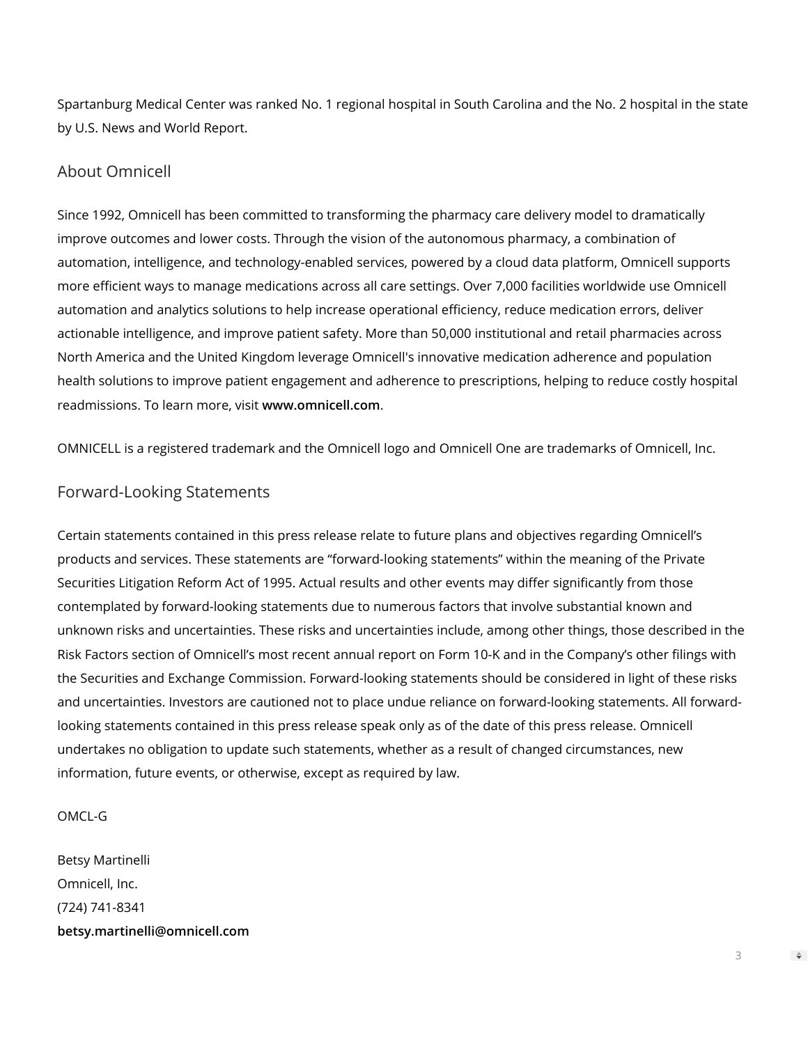Spartanburg Medical Center was ranked No. 1 regional hospital in South Carolina and the No. 2 hospital in the state by U.S. News and World Report.

## About Omnicell

Since 1992, Omnicell has been committed to transforming the pharmacy care delivery model to dramatically improve outcomes and lower costs. Through the vision of the autonomous pharmacy, a combination of automation, intelligence, and technology-enabled services, powered by a cloud data platform, Omnicell supports more efficient ways to manage medications across all care settings. Over 7,000 facilities worldwide use Omnicell automation and analytics solutions to help increase operational efficiency, reduce medication errors, deliver actionable intelligence, and improve patient safety. More than 50,000 institutional and retail pharmacies across North America and the United Kingdom leverage Omnicell's innovative medication adherence and population health solutions to improve patient engagement and adherence to prescriptions, helping to reduce costly hospital readmissions. To learn more, visit **www.omnicell.com**.

OMNICELL is a registered trademark and the Omnicell logo and Omnicell One are trademarks of Omnicell, Inc.

## Forward-Looking Statements

Certain statements contained in this press release relate to future plans and objectives regarding Omnicell's products and services. These statements are "forward-looking statements" within the meaning of the Private Securities Litigation Reform Act of 1995. Actual results and other events may differ significantly from those contemplated by forward-looking statements due to numerous factors that involve substantial known and unknown risks and uncertainties. These risks and uncertainties include, among other things, those described in the Risk Factors section of Omnicell's most recent annual report on Form 10-K and in the Company's other filings with the Securities and Exchange Commission. Forward-looking statements should be considered in light of these risks and uncertainties. Investors are cautioned not to place undue reliance on forward-looking statements. All forward-looking statements contained in this press release speak only as of the date of this press release. Omnicell undertakes no obligation to update such statements, whether as a result of changed circumstances, new information, future events, or otherwise, except as required by law.

OMCL-G

Betsy Martinelli
Omnicell, Inc.
(724) 741-8341
**betsy.martinelli@omnicell.com**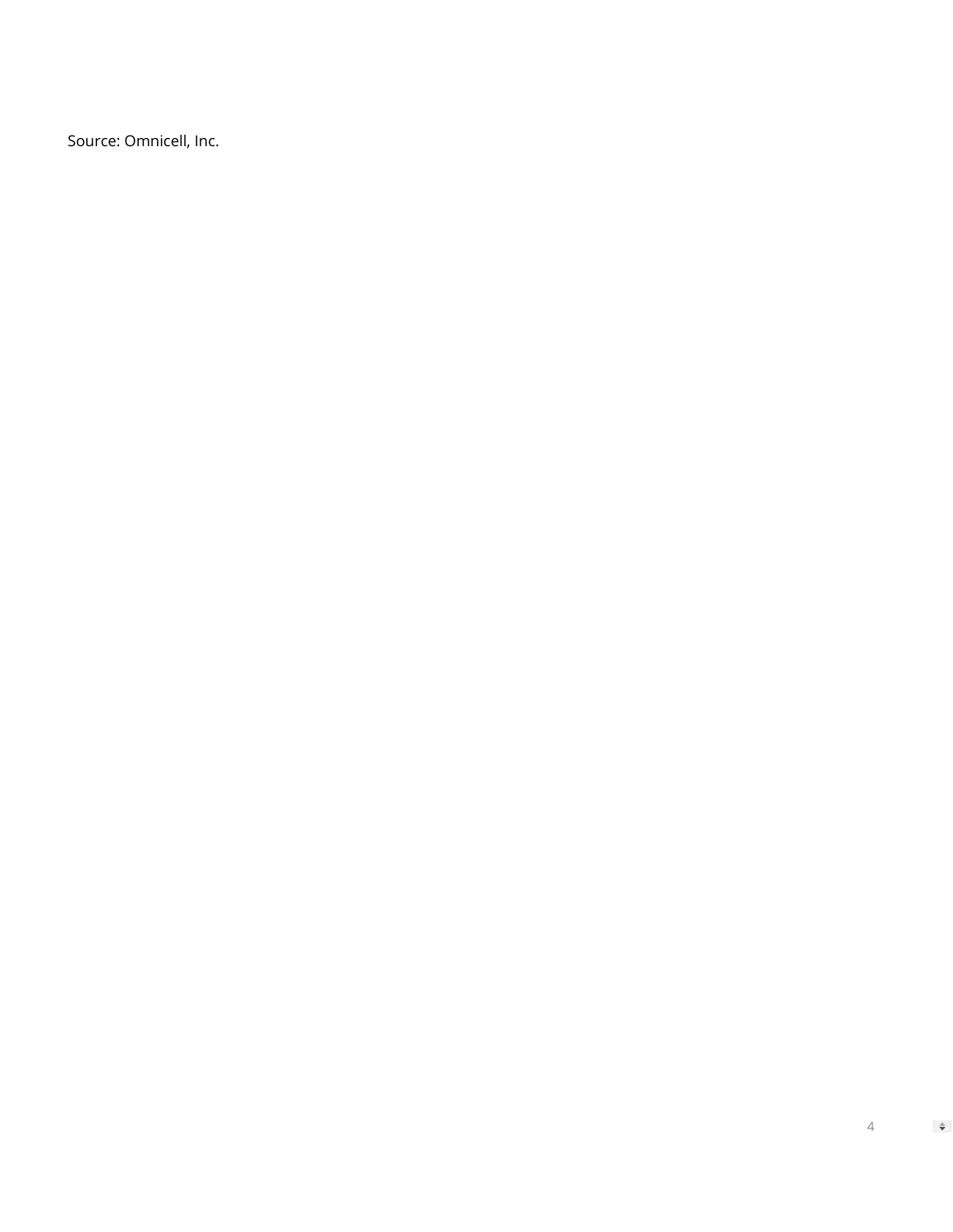Source: Omnicell, Inc.